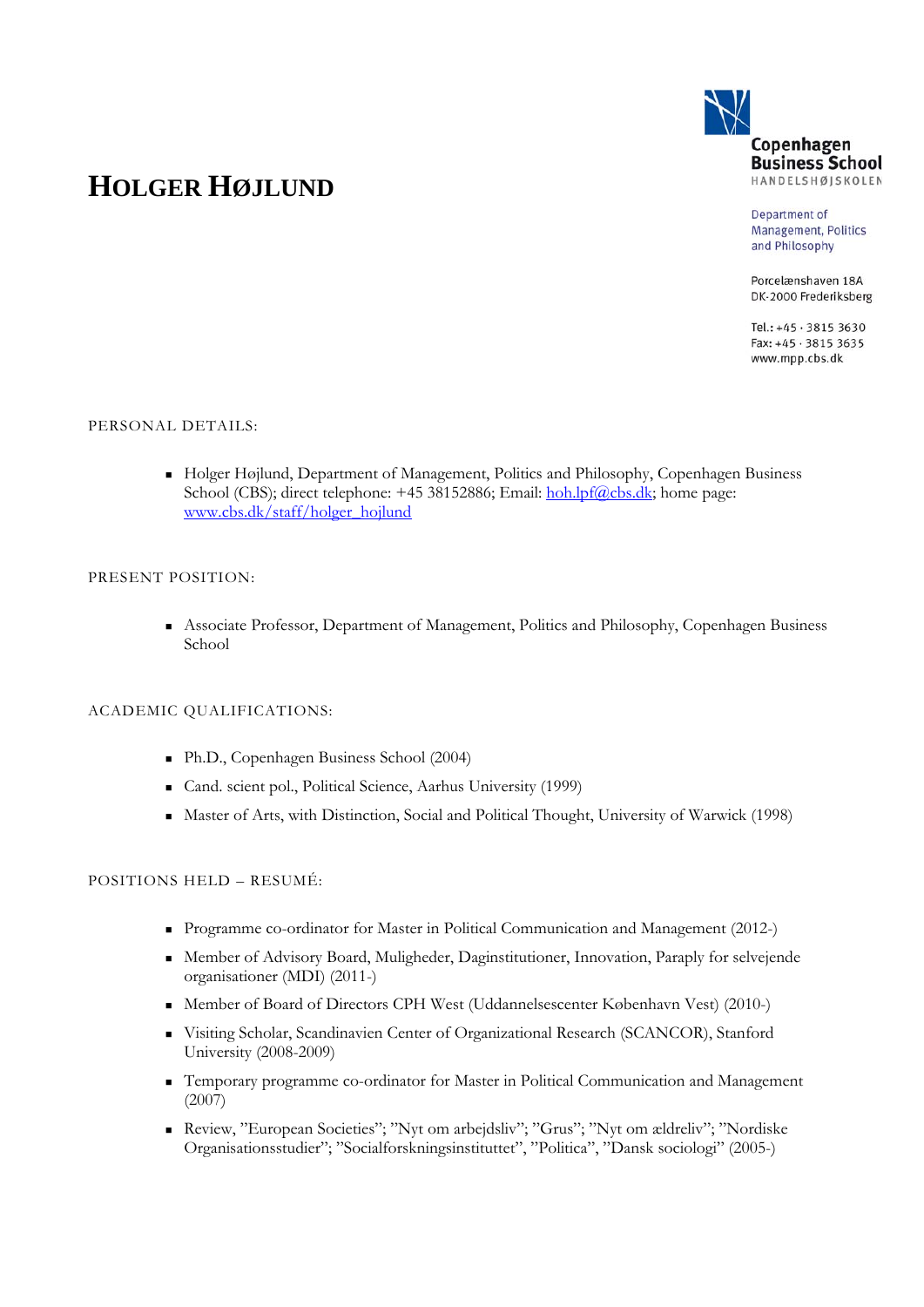# HOLGER HØJLUND

Copenhagen Business School
HANDELSHØJSKOLEN

Department of Management, Politics and Philosophy

Porcelænshaven 18A
DK-2000 Frederiksberg

Tel.: +45 · 3815 3630
Fax: +45 · 3815 3635
www.mpp.cbs.dk

## PERSONAL DETAILS:

- Holger Højlund, Department of Management, Politics and Philosophy, Copenhagen Business School (CBS); direct telephone: +45 38152886; Email: hoh.lpf@cbs.dk; home page: www.cbs.dk/staff/holger_hojlund

## PRESENT POSITION:

- Associate Professor, Department of Management, Politics and Philosophy, Copenhagen Business School

## ACADEMIC QUALIFICATIONS:

- Ph.D., Copenhagen Business School (2004)
- Cand. scient pol., Political Science, Aarhus University (1999)
- Master of Arts, with Distinction, Social and Political Thought, University of Warwick (1998)

## POSITIONS HELD – RESUMÉ:

- Programme co-ordinator for Master in Political Communication and Management (2012-)
- Member of Advisory Board, Muligheder, Daginstitutioner, Innovation, Paraply for selvejende organisationer (MDI) (2011-)
- Member of Board of Directors CPH West (Uddannelsescenter København Vest) (2010-)
- Visiting Scholar, Scandinavien Center of Organizational Research (SCANCOR), Stanford University (2008-2009)
- Temporary programme co-ordinator for Master in Political Communication and Management (2007)
- Review, ”European Societies”; ”Nyt om arbejdsliv”; ”Grus”; ”Nyt om ældreliv”; ”Nordiske Organisationsstudier”; ”Socialforskningsinstituttet”, ”Politica”, ”Dansk sociologi” (2005-)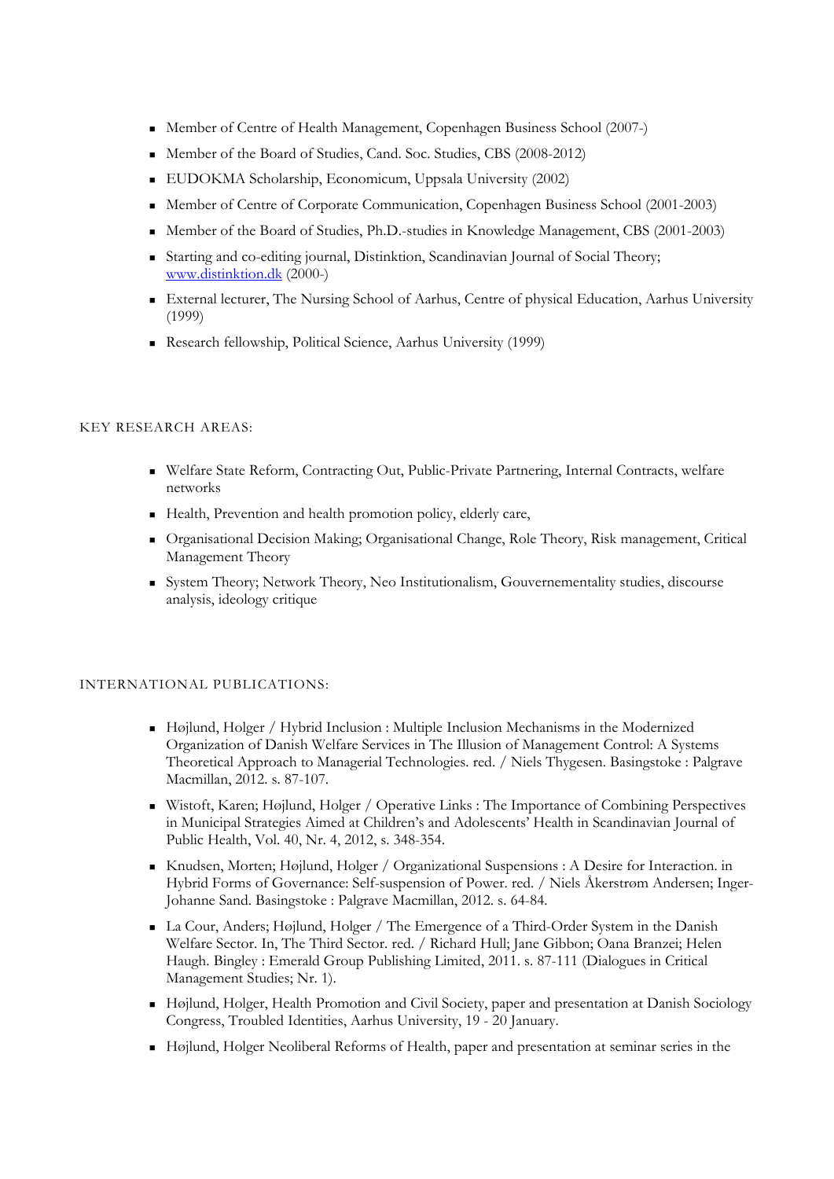- Member of Centre of Health Management, Copenhagen Business School (2007-)
- Member of the Board of Studies, Cand. Soc. Studies, CBS (2008-2012)
- EUDOKMA Scholarship, Economicum, Uppsala University (2002)
- Member of Centre of Corporate Communication, Copenhagen Business School (2001-2003)
- Member of the Board of Studies, Ph.D.-studies in Knowledge Management, CBS (2001-2003)
- Starting and co-editing journal, Distinktion, Scandinavian Journal of Social Theory; [www.distinktion.dk](www.distinktion.dk) (2000-)
- External lecturer, The Nursing School of Aarhus, Centre of physical Education, Aarhus University (1999)
- Research fellowship, Political Science, Aarhus University (1999)

KEY RESEARCH AREAS:

- Welfare State Reform, Contracting Out, Public-Private Partnering, Internal Contracts, welfare networks
- Health, Prevention and health promotion policy, elderly care,
- Organisational Decision Making; Organisational Change, Role Theory, Risk management, Critical Management Theory
- System Theory; Network Theory, Neo Institutionalism, Gouvernementality studies, discourse analysis, ideology critique

INTERNATIONAL PUBLICATIONS:

- Højlund, Holger / Hybrid Inclusion : Multiple Inclusion Mechanisms in the Modernized Organization of Danish Welfare Services in The Illusion of Management Control: A Systems Theoretical Approach to Managerial Technologies. red. / Niels Thygesen. Basingstoke : Palgrave Macmillan, 2012. s. 87-107.
- Wistoft, Karen; Højlund, Holger / Operative Links : The Importance of Combining Perspectives in Municipal Strategies Aimed at Children's and Adolescents' Health in Scandinavian Journal of Public Health, Vol. 40, Nr. 4, 2012, s. 348-354.
- Knudsen, Morten; Højlund, Holger / Organizational Suspensions : A Desire for Interaction. in Hybrid Forms of Governance: Self-suspension of Power. red. / Niels Åkerstrøm Andersen; Inger-Johanne Sand. Basingstoke : Palgrave Macmillan, 2012. s. 64-84.
- La Cour, Anders; Højlund, Holger / The Emergence of a Third-Order System in the Danish Welfare Sector. In, The Third Sector. red. / Richard Hull; Jane Gibbon; Oana Branzei; Helen Haugh. Bingley : Emerald Group Publishing Limited, 2011. s. 87-111 (Dialogues in Critical Management Studies; Nr. 1).
- Højlund, Holger, Health Promotion and Civil Society, paper and presentation at Danish Sociology Congress, Troubled Identities, Aarhus University, 19 - 20 January.
- Højlund, Holger Neoliberal Reforms of Health, paper and presentation at seminar series in the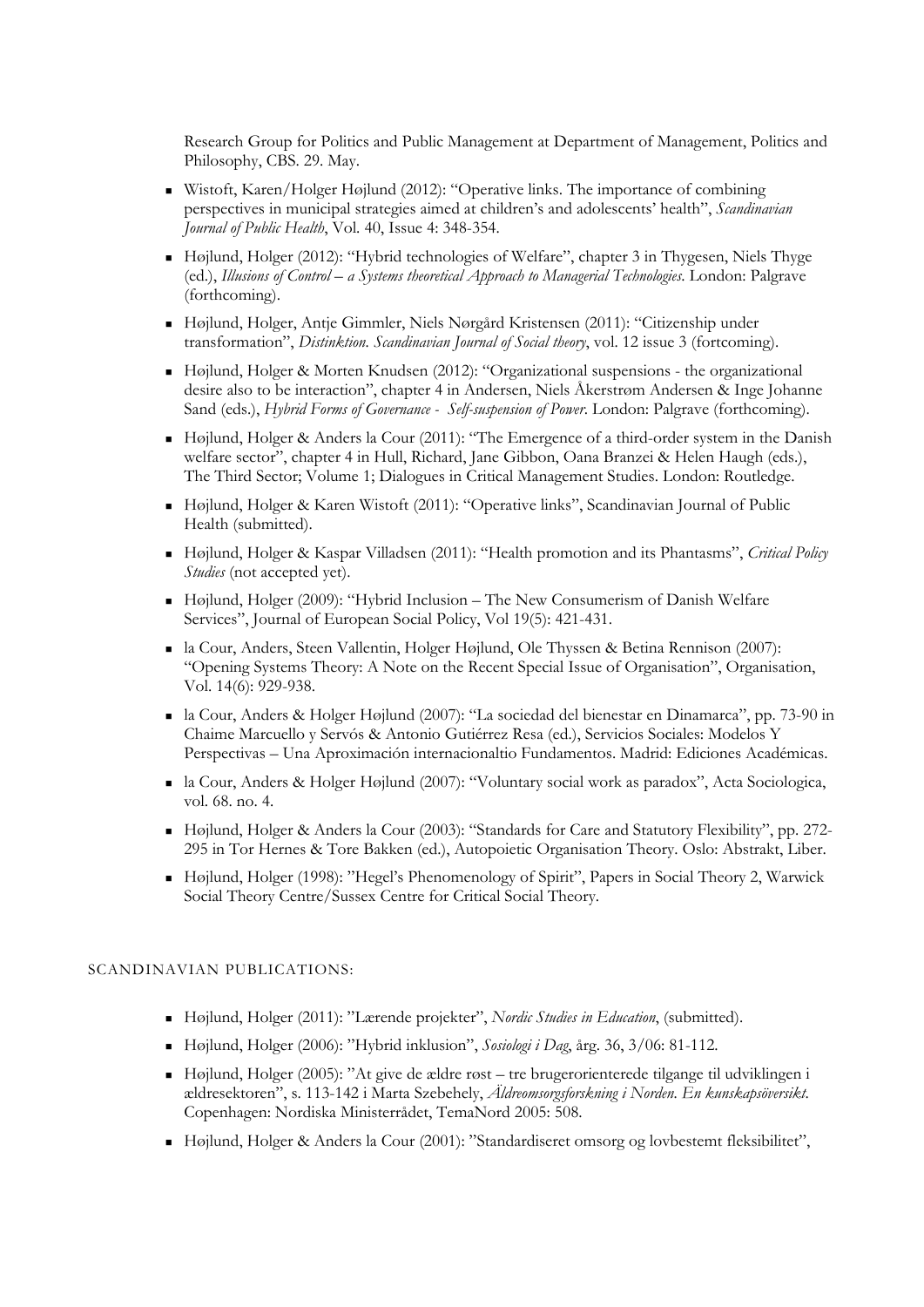Research Group for Politics and Public Management at Department of Management, Politics and Philosophy, CBS. 29. May.

- Wistoft, Karen/Holger Højlund (2012): "Operative links. The importance of combining perspectives in municipal strategies aimed at children's and adolescents' health", *Scandinavian Journal of Public Health*, Vol. 40, Issue 4: 348-354.
- Højlund, Holger (2012): "Hybrid technologies of Welfare", chapter 3 in Thygesen, Niels Thyge (ed.), *Illusions of Control – a Systems theoretical Approach to Managerial Technologies.* London: Palgrave (forthcoming).
- Højlund, Holger, Antje Gimmler, Niels Nørgård Kristensen (2011): "Citizenship under transformation", *Distinktion. Scandinavian Journal of Social theory*, vol. 12 issue 3 (fortcoming).
- Højlund, Holger & Morten Knudsen (2012): "Organizational suspensions - the organizational desire also to be interaction", chapter 4 in Andersen, Niels Åkerstrøm Andersen & Inge Johanne Sand (eds.), *Hybrid Forms of Governance - Self-suspension of Power*. London: Palgrave (forthcoming).
- Højlund, Holger & Anders la Cour (2011): "The Emergence of a third-order system in the Danish welfare sector", chapter 4 in Hull, Richard, Jane Gibbon, Oana Branzei & Helen Haugh (eds.), The Third Sector; Volume 1; Dialogues in Critical Management Studies. London: Routledge.
- Højlund, Holger & Karen Wistoft (2011): "Operative links", Scandinavian Journal of Public Health (submitted).
- Højlund, Holger & Kaspar Villadsen (2011): "Health promotion and its Phantasms", *Critical Policy Studies* (not accepted yet).
- Højlund, Holger (2009): "Hybrid Inclusion – The New Consumerism of Danish Welfare Services", Journal of European Social Policy, Vol 19(5): 421-431.
- la Cour, Anders, Steen Vallentin, Holger Højlund, Ole Thyssen & Betina Rennison (2007): "Opening Systems Theory: A Note on the Recent Special Issue of Organisation", Organisation, Vol. 14(6): 929-938.
- la Cour, Anders & Holger Højlund (2007): "La sociedad del bienestar en Dinamarca", pp. 73-90 in Chaime Marcuello y Servós & Antonio Gutiérrez Resa (ed.), Servicios Sociales: Modelos Y Perspectivas – Una Aproximación internacionaltio Fundamentos. Madrid: Ediciones Académicas.
- la Cour, Anders & Holger Højlund (2007): "Voluntary social work as paradox", Acta Sociologica, vol. 68. no. 4.
- Højlund, Holger & Anders la Cour (2003): "Standards for Care and Statutory Flexibility", pp. 272-295 in Tor Hernes & Tore Bakken (ed.), Autopoietic Organisation Theory. Oslo: Abstrakt, Liber.
- Højlund, Holger (1998): "Hegel's Phenomenology of Spirit", Papers in Social Theory 2, Warwick Social Theory Centre/Sussex Centre for Critical Social Theory.

SCANDINAVIAN PUBLICATIONS:

- Højlund, Holger (2011): "Lærende projekter", *Nordic Studies in Education*, (submitted).
- Højlund, Holger (2006): "Hybrid inklusion", *Sosiologi i Dag*, årg. 36, 3/06: 81-112.
- Højlund, Holger (2005): "At give de ældre røst – tre brugerorienterede tilgange til udviklingen i ældresektoren", s. 113-142 i Marta Szebehely, *Äldreomsorgsforskning i Norden. En kunskapsöversikt.* Copenhagen: Nordiska Ministerrådet, TemaNord 2005: 508.
- Højlund, Holger & Anders la Cour (2001): "Standardiseret omsorg og lovbestemt fleksibilitet",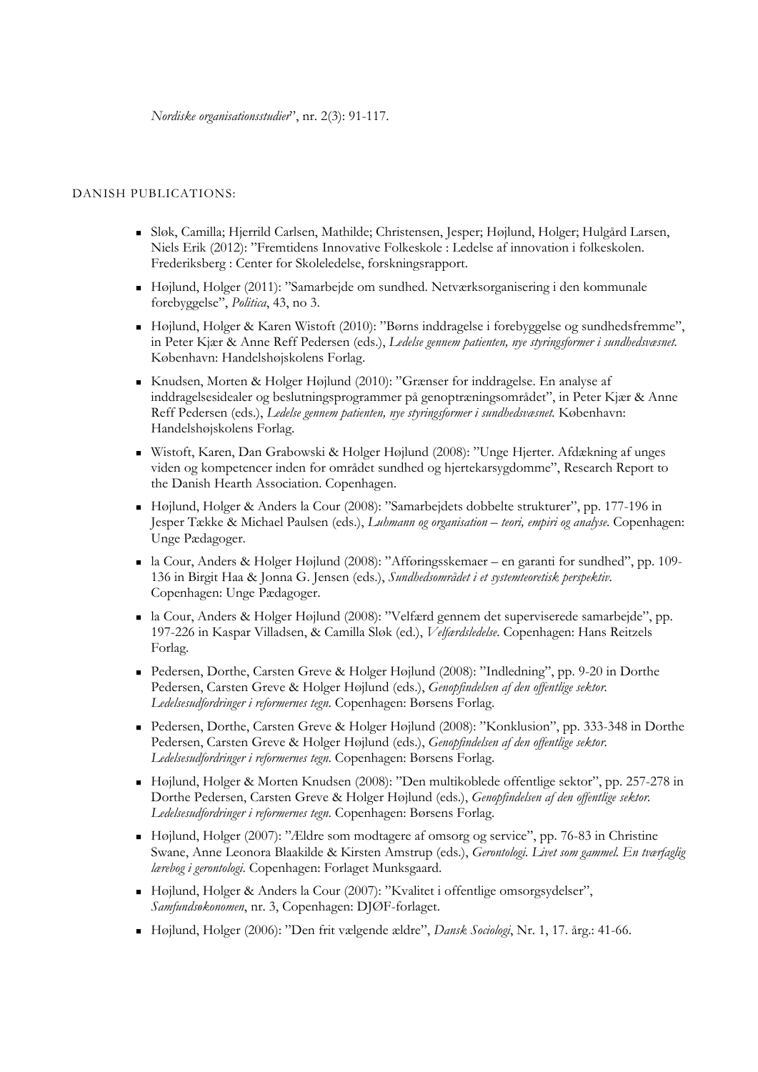*Nordiske organisationsstudier*", nr. 2(3): 91-117.

DANISH PUBLICATIONS:

- Sløk, Camilla; Hjerrild Carlsen, Mathilde; Christensen, Jesper; Højlund, Holger; Hulgård Larsen, Niels Erik (2012): "Fremtidens Innovative Folkeskole : Ledelse af innovation i folkeskolen. Frederiksberg : Center for Skoleledelse, forskningsrapport.
- Højlund, Holger (2011): "Samarbejde om sundhed. Netværksorganisering i den kommunale forebyggelse", *Politica*, 43, no 3.
- Højlund, Holger & Karen Wistoft (2010): "Børns inddragelse i forebyggelse og sundhedsfremme", in Peter Kjær & Anne Reff Pedersen (eds.), *Ledelse gennem patienten, nye styringsformer i sundhedsvæsnet.* København: Handelshøjskolens Forlag.
- Knudsen, Morten & Holger Højlund (2010): "Grænser for inddragelse. En analyse af inddragelsesidealer og beslutningsprogrammer på genoptræningsområdet", in Peter Kjær & Anne Reff Pedersen (eds.), *Ledelse gennem patienten, nye styringsformer i sundhedsvæsnet.* København: Handelshøjskolens Forlag.
- Wistoft, Karen, Dan Grabowski & Holger Højlund (2008): "Unge Hjerter. Afdækning af unges viden og kompetencer inden for området sundhed og hjertekarsygdomme", Research Report to the Danish Hearth Association. Copenhagen.
- Højlund, Holger & Anders la Cour (2008): "Samarbejdets dobbelte strukturer", pp. 177-196 in Jesper Tække & Michael Paulsen (eds.), *Luhmann og organisation – teori, empiri og analyse*. Copenhagen: Unge Pædagoger.
- la Cour, Anders & Holger Højlund (2008): "Afføringsskemaer – en garanti for sundhed", pp. 109-136 in Birgit Haa & Jonna G. Jensen (eds.), *Sundhedsområdet i et systemteoretisk perspektiv.* Copenhagen: Unge Pædagoger.
- la Cour, Anders & Holger Højlund (2008): "Velfærd gennem det superviserede samarbejde", pp. 197-226 in Kaspar Villadsen, & Camilla Sløk (ed.), *Velfærdsledelse*. Copenhagen: Hans Reitzels Forlag.
- Pedersen, Dorthe, Carsten Greve & Holger Højlund (2008): "Indledning", pp. 9-20 in Dorthe Pedersen, Carsten Greve & Holger Højlund (eds.), *Genopfindelsen af den offentlige sektor. Ledelsesudfordringer i reformernes tegn*. Copenhagen: Børsens Forlag.
- Pedersen, Dorthe, Carsten Greve & Holger Højlund (2008): "Konklusion", pp. 333-348 in Dorthe Pedersen, Carsten Greve & Holger Højlund (eds.), *Genopfindelsen af den offentlige sektor. Ledelsesudfordringer i reformernes tegn*. Copenhagen: Børsens Forlag.
- Højlund, Holger & Morten Knudsen (2008): "Den multikoblede offentlige sektor", pp. 257-278 in Dorthe Pedersen, Carsten Greve & Holger Højlund (eds.), *Genopfindelsen af den offentlige sektor. Ledelsesudfordringer i reformernes tegn*. Copenhagen: Børsens Forlag.
- Højlund, Holger (2007): "Ældre som modtagere af omsorg og service", pp. 76-83 in Christine Swane, Anne Leonora Blaakilde & Kirsten Amstrup (eds.), *Gerontologi. Livet som gammel. En tværfaglig lærebog i gerontologi*. Copenhagen: Forlaget Munksgaard.
- Højlund, Holger & Anders la Cour (2007): "Kvalitet i offentlige omsorgsydelser", *Samfundsøkonomen*, nr. 3, Copenhagen: DJØF-forlaget.
- Højlund, Holger (2006): "Den frit vælgende ældre", *Dansk Sociologi*, Nr. 1, 17. årg.: 41-66.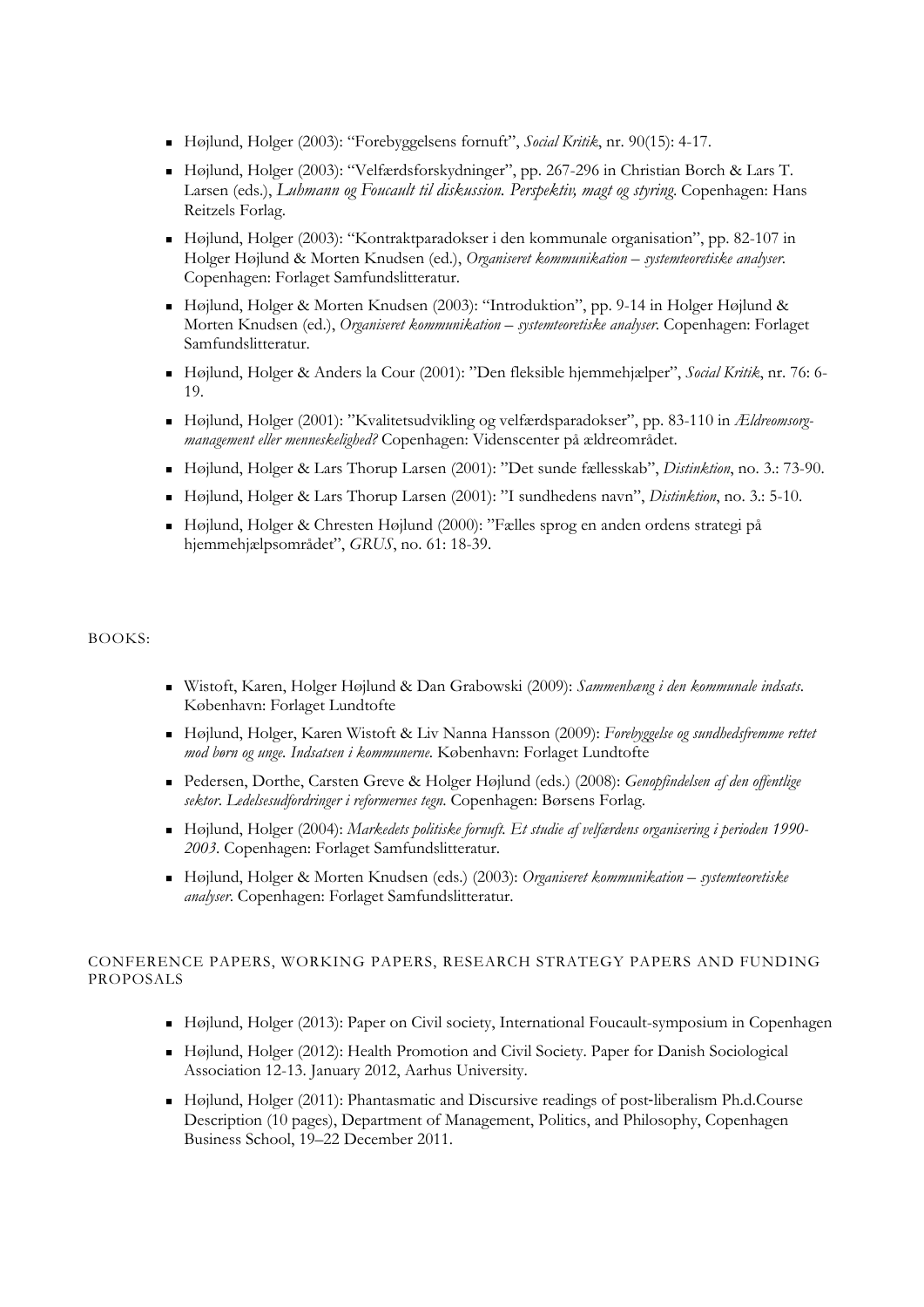- Højlund, Holger (2003): "Forebyggelsens fornuft", *Social Kritik*, nr. 90(15): 4-17.
- Højlund, Holger (2003): "Velfærdsforskydninger", pp. 267-296 in Christian Borch & Lars T. Larsen (eds.), *Luhmann og Foucault til diskussion. Perspektiv, magt og styring*. Copenhagen: Hans Reitzels Forlag.
- Højlund, Holger (2003): "Kontraktparadokser i den kommunale organisation", pp. 82-107 in Holger Højlund & Morten Knudsen (ed.), *Organiseret kommunikation – systemteoretiske analyser*. Copenhagen: Forlaget Samfundslitteratur.
- Højlund, Holger & Morten Knudsen (2003): "Introduktion", pp. 9-14 in Holger Højlund & Morten Knudsen (ed.), *Organiseret kommunikation – systemteoretiske analyser*. Copenhagen: Forlaget Samfundslitteratur.
- Højlund, Holger & Anders la Cour (2001): "Den fleksible hjemmehjælper", *Social Kritik*, nr. 76: 6-19.
- Højlund, Holger (2001): "Kvalitetsudvikling og velfærdsparadokser", pp. 83-110 in *Ældreomsorg-management eller menneskelighed?* Copenhagen: Videnscenter på ældreområdet.
- Højlund, Holger & Lars Thorup Larsen (2001): "Det sunde fællesskab", *Distinktion*, no. 3.: 73-90.
- Højlund, Holger & Lars Thorup Larsen (2001): "I sundhedens navn", *Distinktion*, no. 3.: 5-10.
- Højlund, Holger & Chresten Højlund (2000): "Fælles sprog en anden ordens strategi på hjemmehjælpsområdet", *GRUS*, no. 61: 18-39.

BOOKS:

- Wistoft, Karen, Holger Højlund & Dan Grabowski (2009): *Sammenhæng i den kommunale indsats*. København: Forlaget Lundtofte
- Højlund, Holger, Karen Wistoft & Liv Nanna Hansson (2009): *Forebyggelse og sundhedsfremme rettet mod børn og unge. Indsatsen i kommunerne*. København: Forlaget Lundtofte
- Pedersen, Dorthe, Carsten Greve & Holger Højlund (eds.) (2008): *Genopfindelsen af den offentlige sektor. Ledelsesudfordringer i reformernes tegn*. Copenhagen: Børsens Forlag.
- Højlund, Holger (2004): *Markedets politiske fornuft. Et studie af velfærdens organisering i perioden 1990-2003*. Copenhagen: Forlaget Samfundslitteratur.
- Højlund, Holger & Morten Knudsen (eds.) (2003): *Organiseret kommunikation – systemteoretiske analyser*. Copenhagen: Forlaget Samfundslitteratur.

CONFERENCE PAPERS, WORKING PAPERS, RESEARCH STRATEGY PAPERS AND FUNDING PROPOSALS

- Højlund, Holger (2013): Paper on Civil society, International Foucault-symposium in Copenhagen
- Højlund, Holger (2012): Health Promotion and Civil Society. Paper for Danish Sociological Association 12-13. January 2012, Aarhus University.
- Højlund, Holger (2011): Phantasmatic and Discursive readings of post-liberalism Ph.d.Course Description (10 pages), Department of Management, Politics, and Philosophy, Copenhagen Business School, 19–22 December 2011.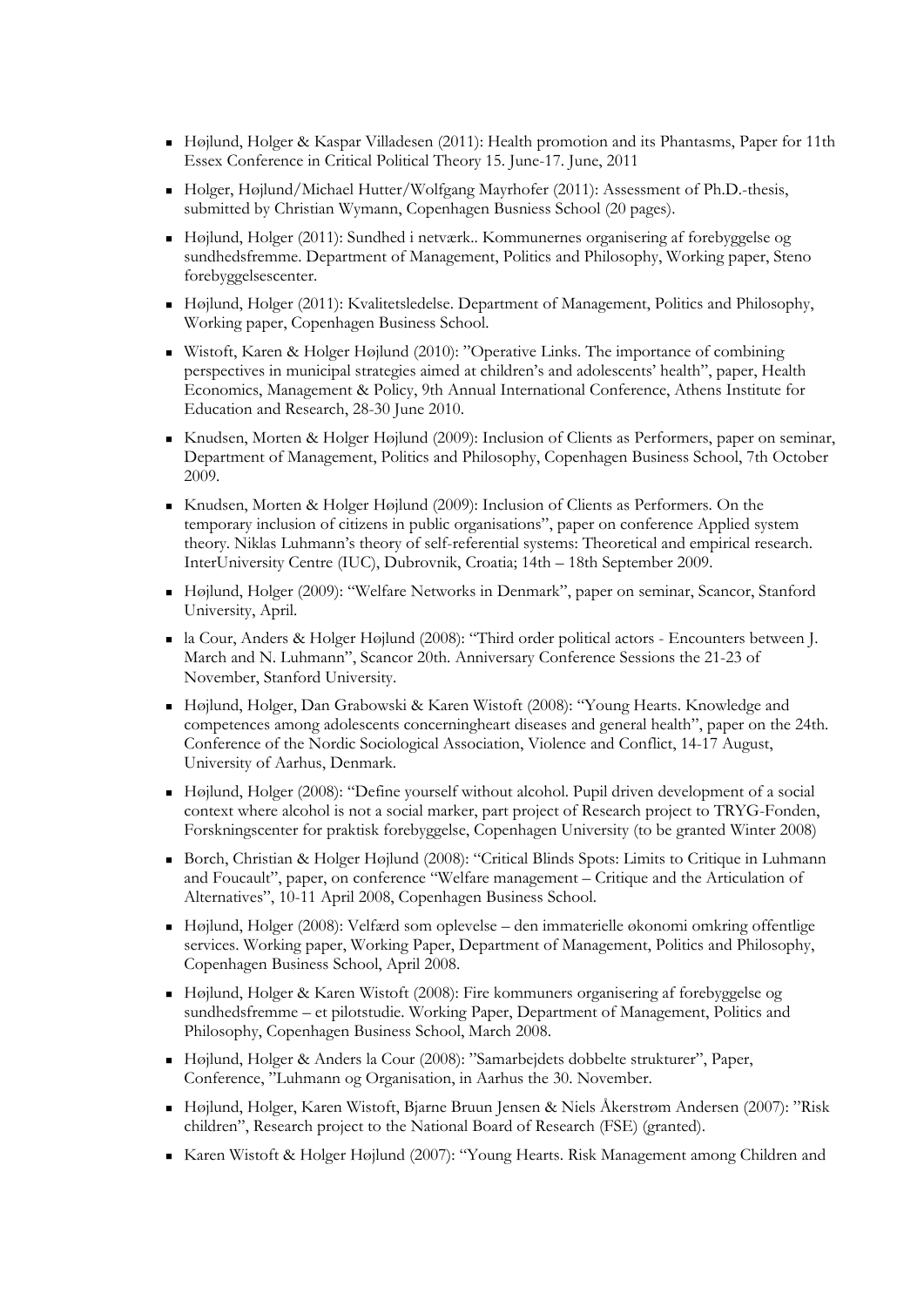- Højlund, Holger & Kaspar Villadesen (2011): Health promotion and its Phantasms, Paper for 11th Essex Conference in Critical Political Theory 15. June-17. June, 2011
- Holger, Højlund/Michael Hutter/Wolfgang Mayrhofer (2011): Assessment of Ph.D.-thesis, submitted by Christian Wymann, Copenhagen Busniess School (20 pages).
- Højlund, Holger (2011): Sundhed i netværk.. Kommunernes organisering af forebyggelse og sundhedsfremme. Department of Management, Politics and Philosophy, Working paper, Steno forebyggelsescenter.
- Højlund, Holger (2011): Kvalitetsledelse. Department of Management, Politics and Philosophy, Working paper, Copenhagen Business School.
- Wistoft, Karen & Holger Højlund (2010): "Operative Links. The importance of combining perspectives in municipal strategies aimed at children's and adolescents' health", paper, Health Economics, Management & Policy, 9th Annual International Conference, Athens Institute for Education and Research, 28-30 June 2010.
- Knudsen, Morten & Holger Højlund (2009): Inclusion of Clients as Performers, paper on seminar, Department of Management, Politics and Philosophy, Copenhagen Business School, 7th October 2009.
- Knudsen, Morten & Holger Højlund (2009): Inclusion of Clients as Performers. On the temporary inclusion of citizens in public organisations", paper on conference Applied system theory. Niklas Luhmann's theory of self-referential systems: Theoretical and empirical research. InterUniversity Centre (IUC), Dubrovnik, Croatia; 14th – 18th September 2009.
- Højlund, Holger (2009): "Welfare Networks in Denmark", paper on seminar, Scancor, Stanford University, April.
- la Cour, Anders & Holger Højlund (2008): "Third order political actors - Encounters between J. March and N. Luhmann", Scancor 20th. Anniversary Conference Sessions the 21-23 of November, Stanford University.
- Højlund, Holger, Dan Grabowski & Karen Wistoft (2008): "Young Hearts. Knowledge and competences among adolescents concerningheart diseases and general health", paper on the 24th. Conference of the Nordic Sociological Association, Violence and Conflict, 14-17 August, University of Aarhus, Denmark.
- Højlund, Holger (2008): "Define yourself without alcohol. Pupil driven development of a social context where alcohol is not a social marker, part project of Research project to TRYG-Fonden, Forskningscenter for praktisk forebyggelse, Copenhagen University (to be granted Winter 2008)
- Borch, Christian & Holger Højlund (2008): "Critical Blinds Spots: Limits to Critique in Luhmann and Foucault", paper, on conference "Welfare management – Critique and the Articulation of Alternatives", 10-11 April 2008, Copenhagen Business School.
- Højlund, Holger (2008): Velfærd som oplevelse – den immaterielle økonomi omkring offentlige services. Working paper, Working Paper, Department of Management, Politics and Philosophy, Copenhagen Business School, April 2008.
- Højlund, Holger & Karen Wistoft (2008): Fire kommuners organisering af forebyggelse og sundhedsfremme – et pilotstudie. Working Paper, Department of Management, Politics and Philosophy, Copenhagen Business School, March 2008.
- Højlund, Holger & Anders la Cour (2008): "Samarbejdets dobbelte strukturer", Paper, Conference, "Luhmann og Organisation, in Aarhus the 30. November.
- Højlund, Holger, Karen Wistoft, Bjarne Bruun Jensen & Niels Åkerstrøm Andersen (2007): "Risk children", Research project to the National Board of Research (FSE) (granted).
- Karen Wistoft & Holger Højlund (2007): "Young Hearts. Risk Management among Children and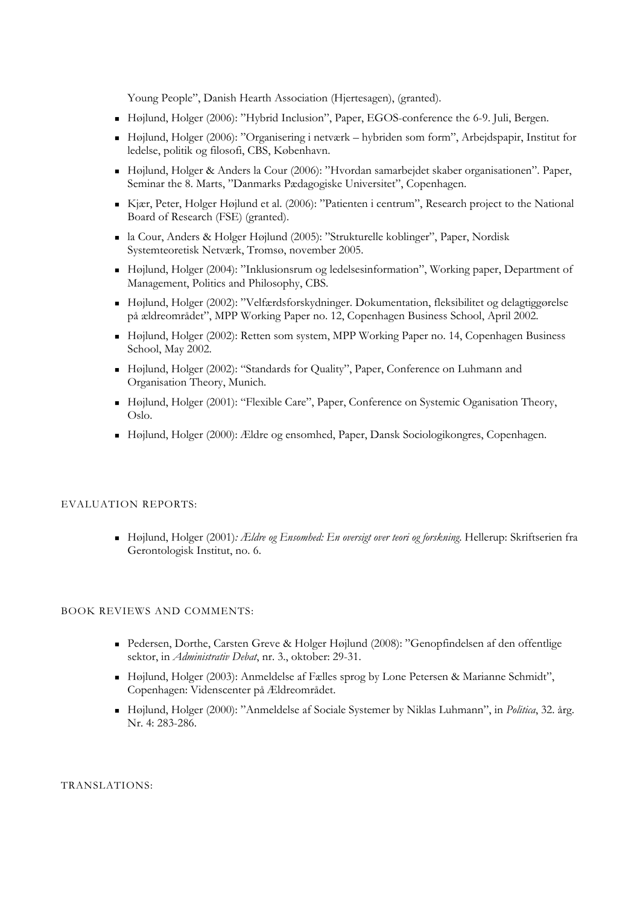Young People", Danish Hearth Association (Hjertesagen), (granted).

- Højlund, Holger (2006): "Hybrid Inclusion", Paper, EGOS-conference the 6-9. Juli, Bergen.
- Højlund, Holger (2006): "Organisering i netværk – hybriden som form", Arbejdspapir, Institut for ledelse, politik og filosofi, CBS, København.
- Højlund, Holger & Anders la Cour (2006): "Hvordan samarbejdet skaber organisationen". Paper, Seminar the 8. Marts, "Danmarks Pædagogiske Universitet", Copenhagen.
- Kjær, Peter, Holger Højlund et al. (2006): "Patienten i centrum", Research project to the National Board of Research (FSE) (granted).
- la Cour, Anders & Holger Højlund (2005): "Strukturelle koblinger", Paper, Nordisk Systemteoretisk Netværk, Tromsø, november 2005.
- Højlund, Holger (2004): "Inklusionsrum og ledelsesinformation", Working paper, Department of Management, Politics and Philosophy, CBS.
- Højlund, Holger (2002): "Velfærdsforskydninger. Dokumentation, fleksibilitet og delagtiggørelse på ældreområdet", MPP Working Paper no. 12, Copenhagen Business School, April 2002.
- Højlund, Holger (2002): Retten som system, MPP Working Paper no. 14, Copenhagen Business School, May 2002.
- Højlund, Holger (2002): "Standards for Quality", Paper, Conference on Luhmann and Organisation Theory, Munich.
- Højlund, Holger (2001): "Flexible Care", Paper, Conference on Systemic Oganisation Theory, Oslo.
- Højlund, Holger (2000): Ældre og ensomhed, Paper, Dansk Sociologikongres, Copenhagen.

EVALUATION REPORTS:

- Højlund, Holger (2001)*: Ældre og Ensomhed: En oversigt over teori og forskning*. Hellerup: Skriftserien fra Gerontologisk Institut, no. 6.

BOOK REVIEWS AND COMMENTS:

- Pedersen, Dorthe, Carsten Greve & Holger Højlund (2008): "Genopfindelsen af den offentlige sektor, in *Administrativ Debat*, nr. 3., oktober: 29-31.
- Højlund, Holger (2003): Anmeldelse af Fælles sprog by Lone Petersen & Marianne Schmidt", Copenhagen: Videnscenter på Ældreområdet.
- Højlund, Holger (2000): "Anmeldelse af Sociale Systemer by Niklas Luhmann", in *Politica*, 32. årg. Nr. 4: 283-286.

TRANSLATIONS: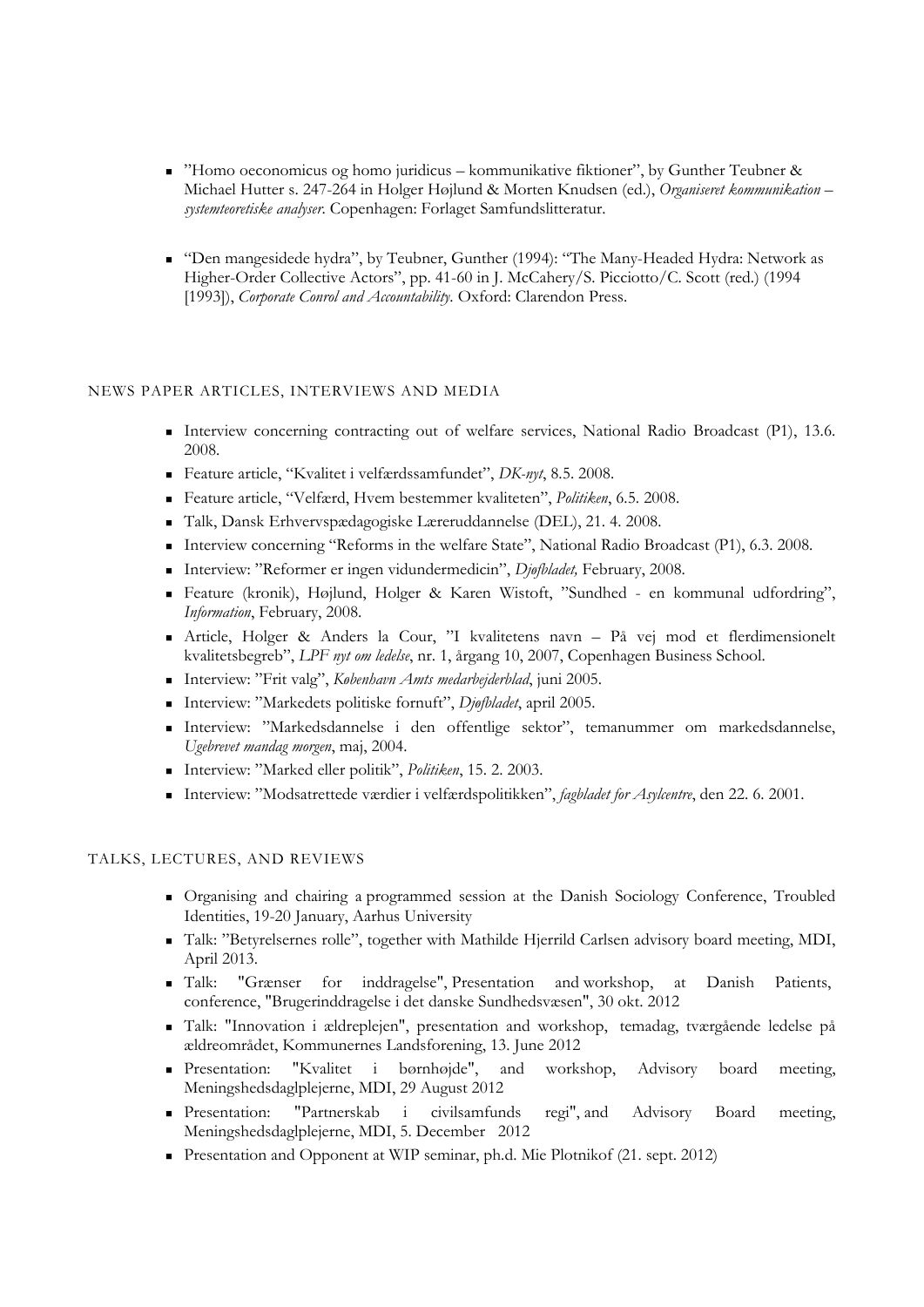- ”Homo oeconomicus og homo juridicus – kommunikative fiktioner”, by Gunther Teubner & Michael Hutter s. 247-264 in Holger Højlund & Morten Knudsen (ed.), *Organiseret kommunikation – systemteoretiske analyser*. Copenhagen: Forlaget Samfundslitteratur.

- “Den mangesidede hydra”, by Teubner, Gunther (1994): “The Many-Headed Hydra: Network as Higher-Order Collective Actors”, pp. 41-60 in J. McCahery/S. Picciotto/C. Scott (red.) (1994 [1993]), *Corporate Conrol and Accountability*. Oxford: Clarendon Press.

## NEWS PAPER ARTICLES, INTERVIEWS AND MEDIA

- Interview concerning contracting out of welfare services, National Radio Broadcast (P1), 13.6. 2008.
- Feature article, “Kvalitet i velfærdssamfundet”, *DK-nyt*, 8.5. 2008.
- Feature article, “Velfærd, Hvem bestemmer kvaliteten”, *Politiken*, 6.5. 2008.
- Talk, Dansk Erhvervspædagogiske Læreruddannelse (DEL), 21. 4. 2008.
- Interview concerning “Reforms in the welfare State”, National Radio Broadcast (P1), 6.3. 2008.
- Interview: ”Reformer er ingen vidundermedicin”, *Djøfbladet,* February, 2008.
- Feature (kronik), Højlund, Holger & Karen Wistoft, ”Sundhed - en kommunal udfordring”, *Information*, February, 2008.
- Article, Holger & Anders la Cour, ”I kvalitetens navn – På vej mod et flerdimensionelt kvalitetsbegreb”, *LPF nyt om ledelse*, nr. 1, årgang 10, 2007, Copenhagen Business School.
- Interview: ”Frit valg”, *København Amts medarbejderblad*, juni 2005.
- Interview: ”Markedets politiske fornuft”, *Djøfbladet*, april 2005.
- Interview: ”Markedsdannelse i den offentlige sektor”, temanummer om markedsdannelse, *Ugebrevet mandag morgen*, maj, 2004.
- Interview: ”Marked eller politik”, *Politiken*, 15. 2. 2003.
- Interview: ”Modsatrettede værdier i velfærdspolitikken”, *fagbladet for Asylcentre*, den 22. 6. 2001.

## TALKS, LECTURES, AND REVIEWS

- Organising and chairing a programmed session at the Danish Sociology Conference, Troubled Identities, 19-20 January, Aarhus University
- Talk: ”Betyrelsernes rolle”, together with Mathilde Hjerrild Carlsen advisory board meeting, MDI, April 2013.
- Talk: "Grænser for inddragelse", Presentation and workshop, at Danish Patients, conference, "Brugerinddragelse i det danske Sundhedsvæsen", 30 okt. 2012
- Talk: "Innovation i ældreplejen", presentation and workshop, temadag, tværgående ledelse på ældreområdet, Kommunernes Landsforening, 13. June 2012
- Presentation: "Kvalitet i børnhøjde", and workshop, Advisory board meeting, Meningshedsdaglplejerne, MDI, 29 August 2012
- Presentation: "Partnerskab i civilsamfunds regi", and Advisory Board meeting, Meningshedsdaglplejerne, MDI, 5. December 2012
- Presentation and Opponent at WIP seminar, ph.d. Mie Plotnikof (21. sept. 2012)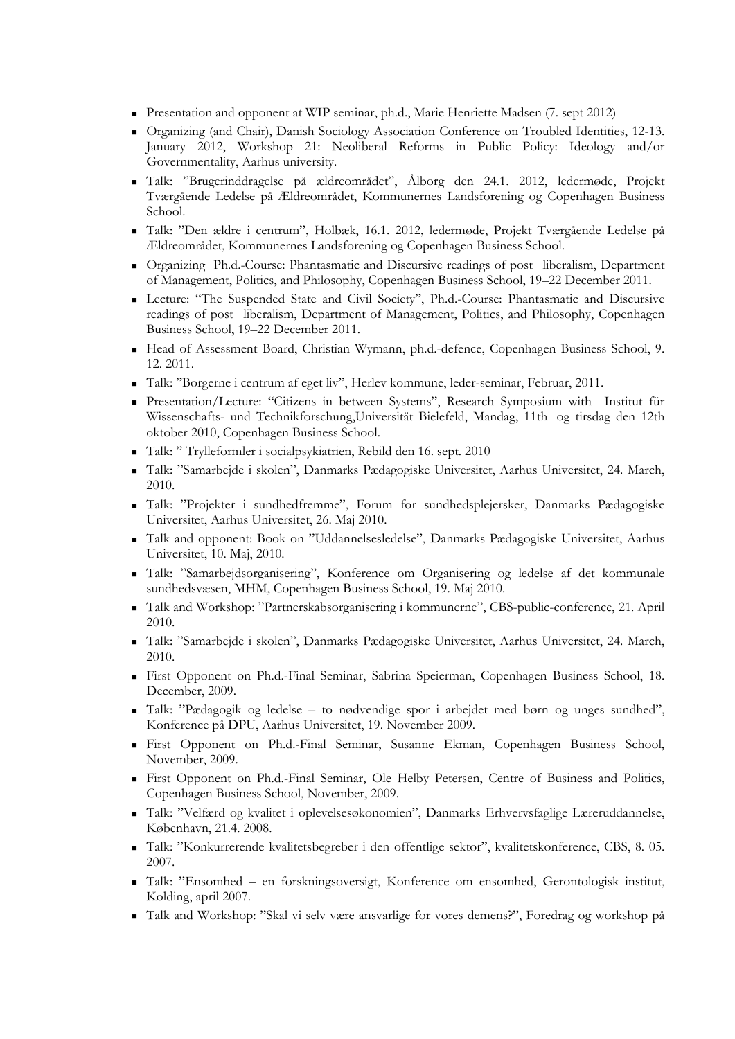- Presentation and opponent at WIP seminar, ph.d., Marie Henriette Madsen (7. sept 2012)
- Organizing (and Chair), Danish Sociology Association Conference on Troubled Identities, 12-13. January 2012, Workshop 21: Neoliberal Reforms in Public Policy: Ideology and/or Governmentality, Aarhus university.
- Talk: "Brugerinddragelse på ældreområdet", Ålborg den 24.1. 2012, ledermøde, Projekt Tværgående Ledelse på Ældreområdet, Kommunernes Landsforening og Copenhagen Business School.
- Talk: "Den ældre i centrum", Holbæk, 16.1. 2012, ledermøde, Projekt Tværgående Ledelse på Ældreområdet, Kommunernes Landsforening og Copenhagen Business School.
- Organizing Ph.d.-Course: Phantasmatic and Discursive readings of post liberalism, Department of Management, Politics, and Philosophy, Copenhagen Business School, 19–22 December 2011.
- Lecture: "The Suspended State and Civil Society", Ph.d.-Course: Phantasmatic and Discursive readings of post liberalism, Department of Management, Politics, and Philosophy, Copenhagen Business School, 19–22 December 2011.
- Head of Assessment Board, Christian Wymann, ph.d.-defence, Copenhagen Business School, 9. 12. 2011.
- Talk: "Borgerne i centrum af eget liv", Herlev kommune, leder-seminar, Februar, 2011.
- Presentation/Lecture: "Citizens in between Systems", Research Symposium with Institut für Wissenschafts- und Technikforschung,Universität Bielefeld, Mandag, 11th og tirsdag den 12th oktober 2010, Copenhagen Business School.
- Talk: " Trylleformler i socialpsykiatrien, Rebild den 16. sept. 2010
- Talk: "Samarbejde i skolen", Danmarks Pædagogiske Universitet, Aarhus Universitet, 24. March, 2010.
- Talk: "Projekter i sundhedfremme", Forum for sundhedsplejersker, Danmarks Pædagogiske Universitet, Aarhus Universitet, 26. Maj 2010.
- Talk and opponent: Book on "Uddannelsesledelse", Danmarks Pædagogiske Universitet, Aarhus Universitet, 10. Maj, 2010.
- Talk: "Samarbejdsorganisering", Konference om Organisering og ledelse af det kommunale sundhedsvæsen, MHM, Copenhagen Business School, 19. Maj 2010.
- Talk and Workshop: "Partnerskabsorganisering i kommunerne", CBS-public-conference, 21. April 2010.
- Talk: "Samarbejde i skolen", Danmarks Pædagogiske Universitet, Aarhus Universitet, 24. March, 2010.
- First Opponent on Ph.d.-Final Seminar, Sabrina Speierman, Copenhagen Business School, 18. December, 2009.
- Talk: "Pædagogik og ledelse – to nødvendige spor i arbejdet med børn og unges sundhed", Konference på DPU, Aarhus Universitet, 19. November 2009.
- First Opponent on Ph.d.-Final Seminar, Susanne Ekman, Copenhagen Business School, November, 2009.
- First Opponent on Ph.d.-Final Seminar, Ole Helby Petersen, Centre of Business and Politics, Copenhagen Business School, November, 2009.
- Talk: "Velfærd og kvalitet i oplevelsesøkonomien", Danmarks Erhvervsfaglige Læreruddannelse, København, 21.4. 2008.
- Talk: "Konkurrerende kvalitetsbegreber i den offentlige sektor", kvalitetskonference, CBS, 8. 05. 2007.
- Talk: "Ensomhed – en forskningsoversigt, Konference om ensomhed, Gerontologisk institut, Kolding, april 2007.
- Talk and Workshop: "Skal vi selv være ansvarlige for vores demens?", Foredrag og workshop på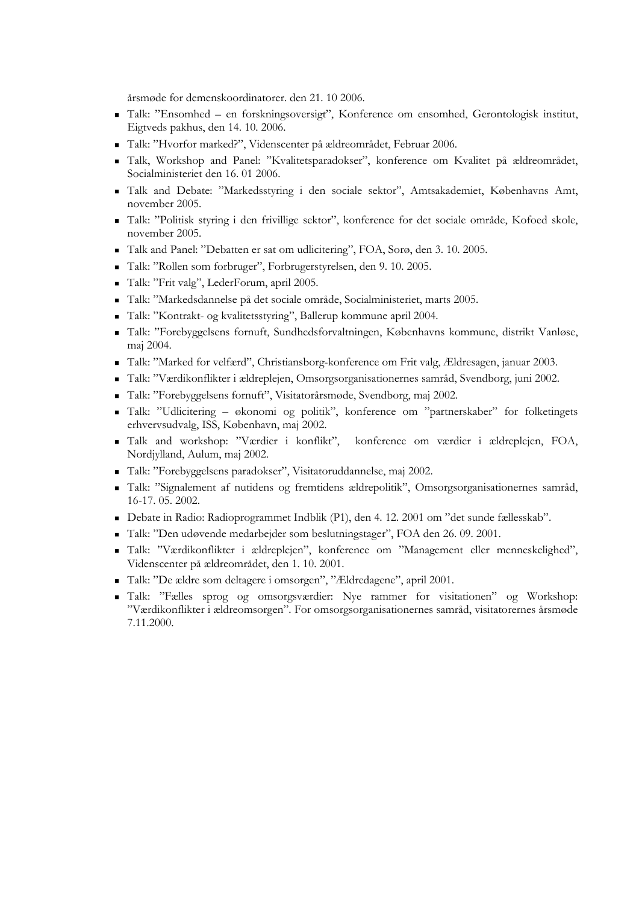årsmøde for demenskoordinatorer. den 21. 10 2006.

- Talk: ”Ensomhed – en forskningsoversigt”, Konference om ensomhed, Gerontologisk institut, Eigtveds pakhus, den 14. 10. 2006.
- Talk: ”Hvorfor marked?”, Videnscenter på ældreområdet, Februar 2006.
- Talk, Workshop and Panel: ”Kvalitetsparadokser”, konference om Kvalitet på ældreområdet, Socialministeriet den 16. 01 2006.
- Talk and Debate: ”Markedsstyring i den sociale sektor”, Amtsakademiet, Københavns Amt, november 2005.
- Talk: ”Politisk styring i den frivillige sektor”, konference for det sociale område, Kofoed skole, november 2005.
- Talk and Panel: ”Debatten er sat om udlicitering”, FOA, Sorø, den 3. 10. 2005.
- Talk: ”Rollen som forbruger”, Forbrugerstyrelsen, den 9. 10. 2005.
- Talk: ”Frit valg”, LederForum, april 2005.
- Talk: ”Markedsdannelse på det sociale område, Socialministeriet, marts 2005.
- Talk: ”Kontrakt- og kvalitetsstyring”, Ballerup kommune april 2004.
- Talk: ”Forebyggelsens fornuft, Sundhedsforvaltningen, Københavns kommune, distrikt Vanløse, maj 2004.
- Talk: ”Marked for velfærd”, Christiansborg-konference om Frit valg, Ældresagen, januar 2003.
- Talk: ”Værdikonflikter i ældreplejen, Omsorgsorganisationernes samråd, Svendborg, juni 2002.
- Talk: ”Forebyggelsens fornuft”, Visitatorårsmøde, Svendborg, maj 2002.
- Talk: ”Udlicitering – økonomi og politik”, konference om ”partnerskaber” for folketingets erhvervsudvalg, ISS, København, maj 2002.
- Talk and workshop: ”Værdier i konflikt”, konference om værdier i ældreplejen, FOA, Nordjylland, Aulum, maj 2002.
- Talk: ”Forebyggelsens paradokser”, Visitatoruddannelse, maj 2002.
- Talk: ”Signalement af nutidens og fremtidens ældrepolitik”, Omsorgsorganisationernes samråd, 16-17. 05. 2002.
- Debate in Radio: Radioprogrammet Indblik (P1), den 4. 12. 2001 om ”det sunde fællesskab”.
- Talk: ”Den udøvende medarbejder som beslutningstager”, FOA den 26. 09. 2001.
- Talk: ”Værdikonflikter i ældreplejen”, konference om ”Management eller menneskelighed”, Videnscenter på ældreområdet, den 1. 10. 2001.
- Talk: ”De ældre som deltagere i omsorgen”, ”Ældredagene”, april 2001.
- Talk: ”Fælles sprog og omsorgsværdier: Nye rammer for visitationen” og Workshop: ”Værdikonflikter i ældreomsorgen”. For omsorgsorganisationernes samråd, visitatorernes årsmøde 7.11.2000.